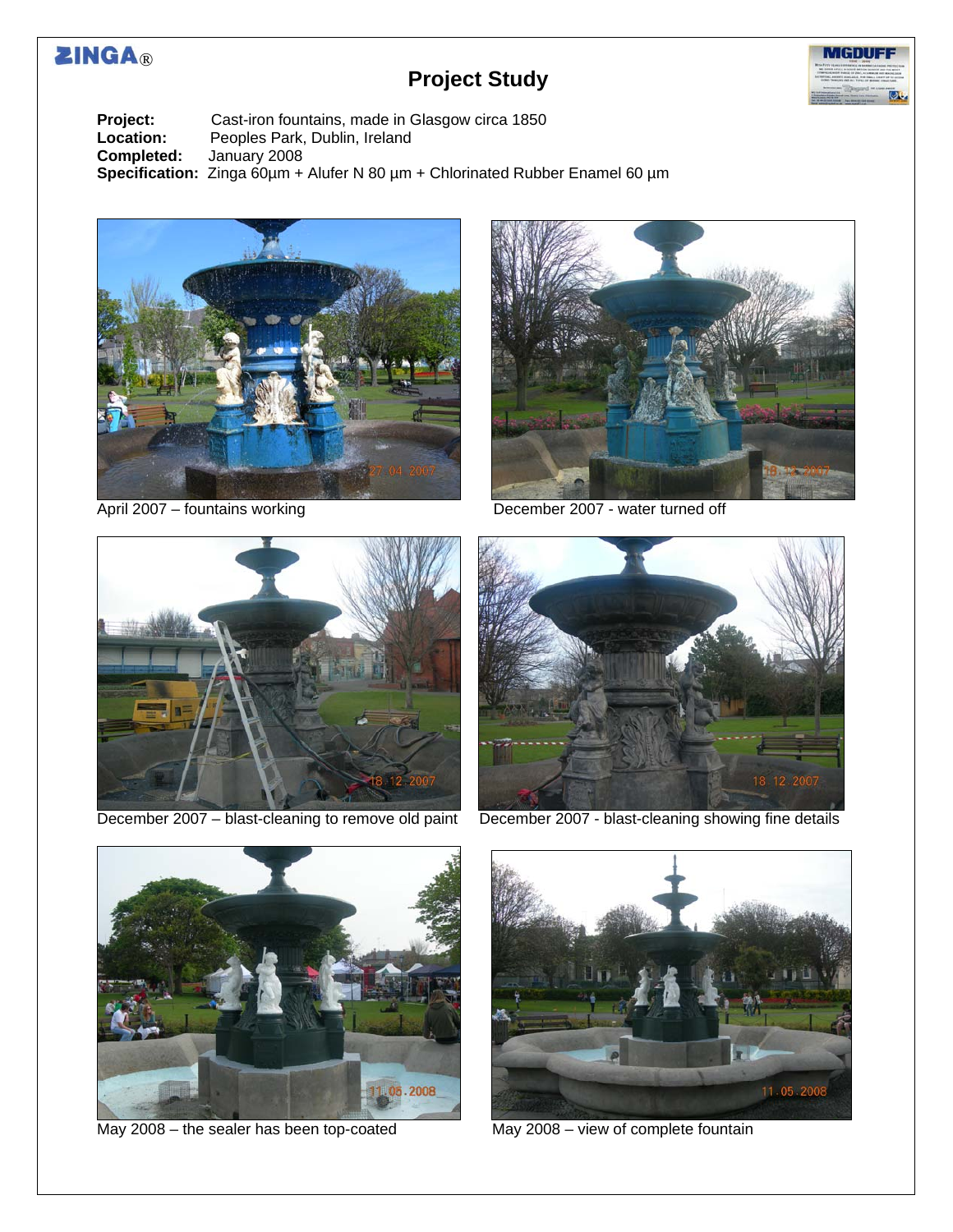ZINGA®

# Project Study

**Project:** Cast-iron fountains, made in Glasgow circa 1850
**Location:** Peoples Park, Dublin, Ireland
**Completed:** January 2008
**Specification:** Zinga 60µm + Alufer N 80 µm + Chlorinated Rubber Enamel 60 µm

April 2007 – fountains working

December 2007 - water turned off

December 2007 – blast-cleaning to remove old paint

December 2007 - blast-cleaning showing fine details

May 2008 – the sealer has been top-coated

May 2008 – view of complete fountain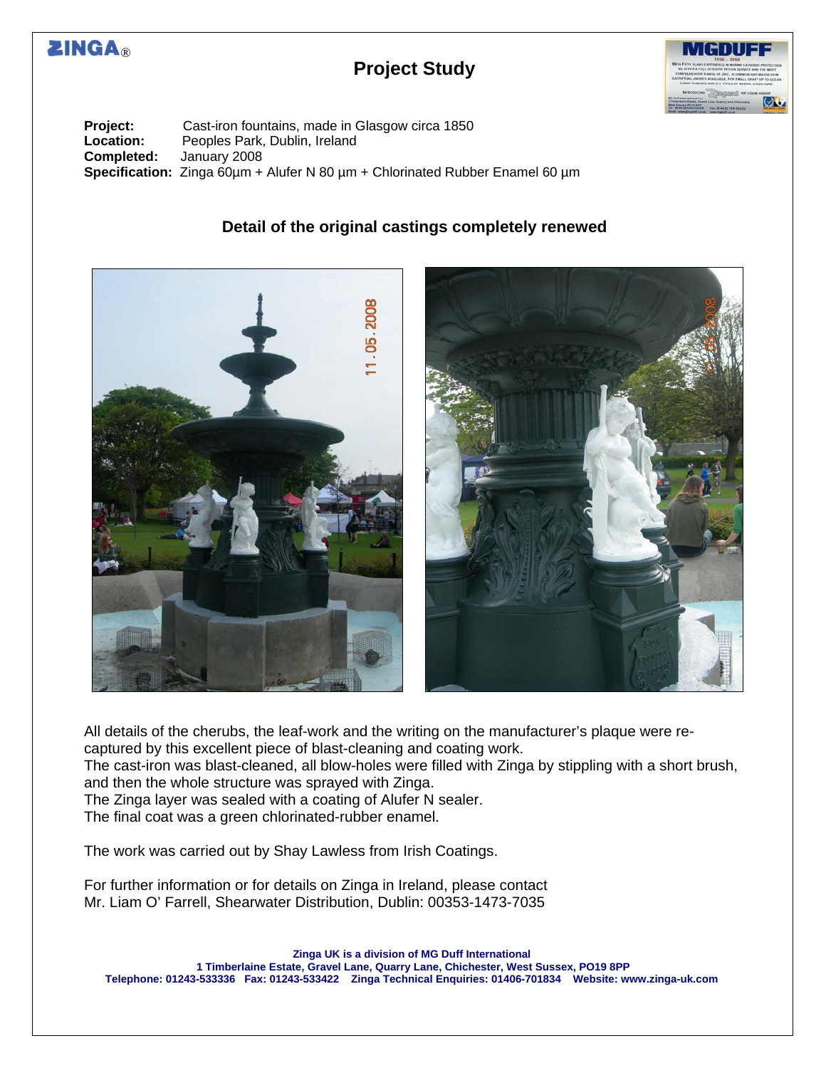ZINGA®

# Project Study

**Project:** Cast-iron fountains, made in Glasgow circa 1850
**Location:** Peoples Park, Dublin, Ireland
**Completed:** January 2008
**Specification:** Zinga 60µm + Alufer N 80 µm + Chlorinated Rubber Enamel 60 µm

## Detail of the original castings completely renewed

All details of the cherubs, the leaf-work and the writing on the manufacturer's plaque were re-captured by this excellent piece of blast-cleaning and coating work.
The cast-iron was blast-cleaned, all blow-holes were filled with Zinga by stippling with a short brush, and then the whole structure was sprayed with Zinga.
The Zinga layer was sealed with a coating of Alufer N sealer.
The final coat was a green chlorinated-rubber enamel.

The work was carried out by Shay Lawless from Irish Coatings.

For further information or for details on Zinga in Ireland, please contact
Mr. Liam O' Farrell, Shearwater Distribution, Dublin: 00353-1473-7035

**Zinga UK is a division of MG Duff International**
**1 Timberlaine Estate, Gravel Lane, Quarry Lane, Chichester, West Sussex, PO19 8PP**
**Telephone: 01243-533336 Fax: 01243-533422 Zinga Technical Enquiries: 01406-701834 Website: www.zinga-uk.com**